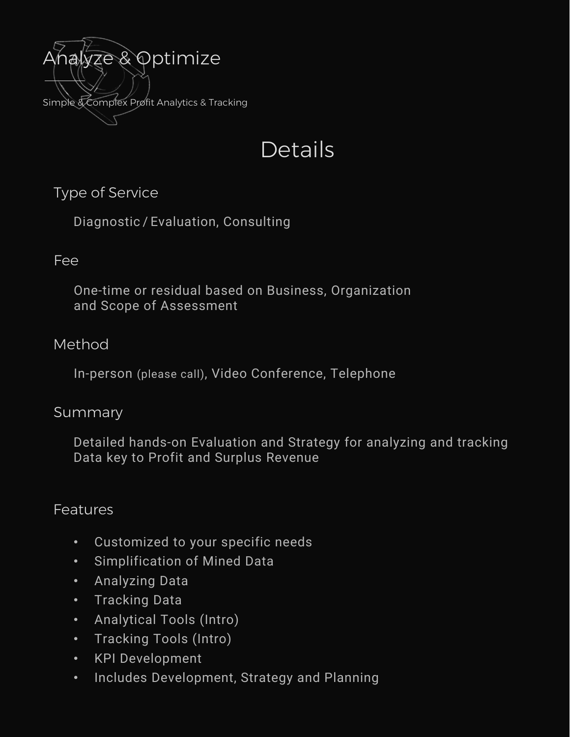# Analyze & Optimize

Simple & Complex Profit Analytics & Tracking

## Details

### Type of Service

Diagnostic / Evaluation, Consulting

### Fee

One-time or residual based on Business, Organization and Scope of Assessment

### Method

In-person (please call), Video Conference, Telephone

### Summary

Detailed hands-on Evaluation and Strategy for analyzing and tracking Data key to Profit and Surplus Revenue

### Features

- Customized to your specific needs
- Simplification of Mined Data
- Analyzing Data
- Tracking Data
- Analytical Tools (Intro)
- Tracking Tools (Intro)
- KPI Development
- Includes Development, Strategy and Planning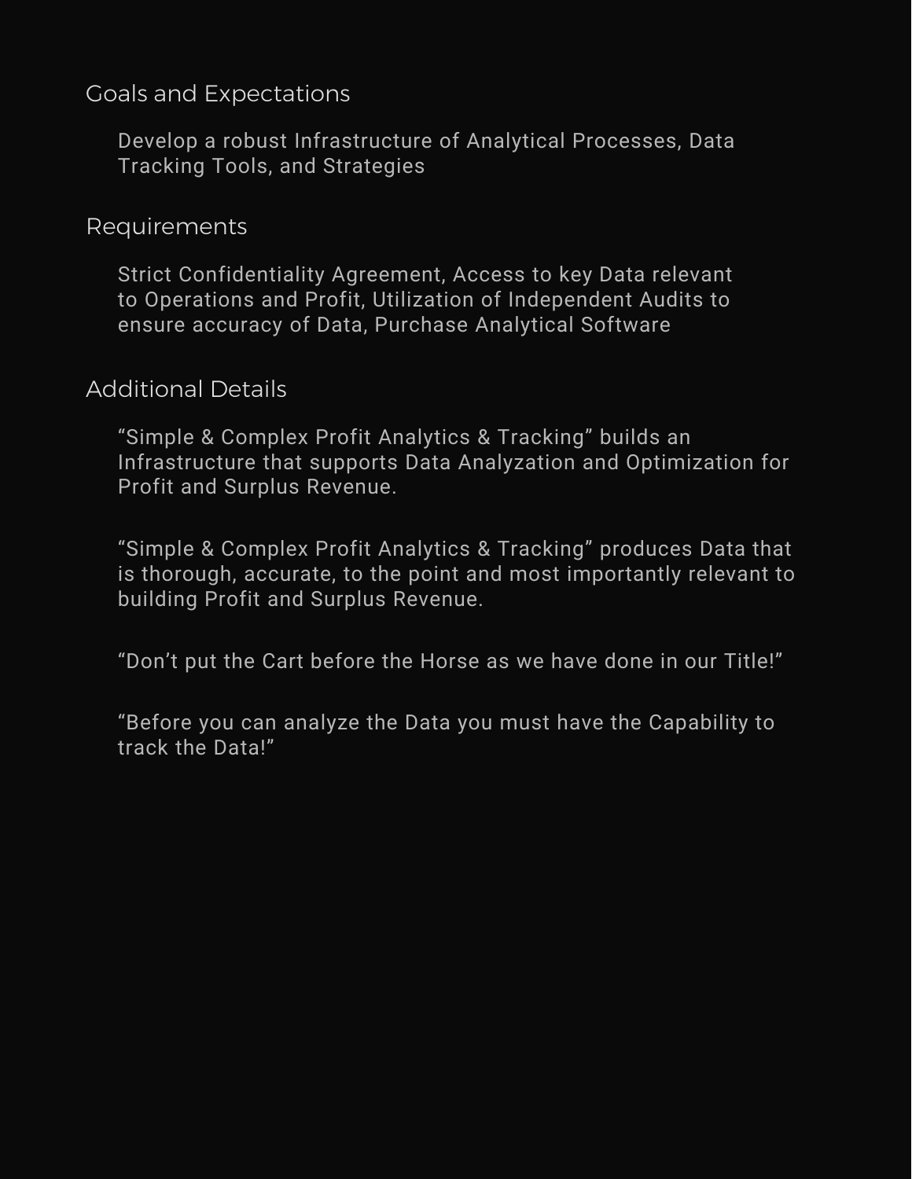## Goals and Expectations

Develop a robust Infrastructure of Analytical Processes, Data Tracking Tools, and Strategies

## Requirements

Strict Confidentiality Agreement, Access to key Data relevant to Operations and Profit, Utilization of Independent Audits to ensure accuracy of Data, Purchase Analytical Software

## Additional Details

“Simple & Complex Profit Analytics & Tracking” builds an Infrastructure that supports Data Analyzation and Optimization for Profit and Surplus Revenue.

“Simple & Complex Profit Analytics & Tracking” produces Data that is thorough, accurate, to the point and most importantly relevant to building Profit and Surplus Revenue.

“Don’t put the Cart before the Horse as we have done in our Title!”

“Before you can analyze the Data you must have the Capability to track the Data!”